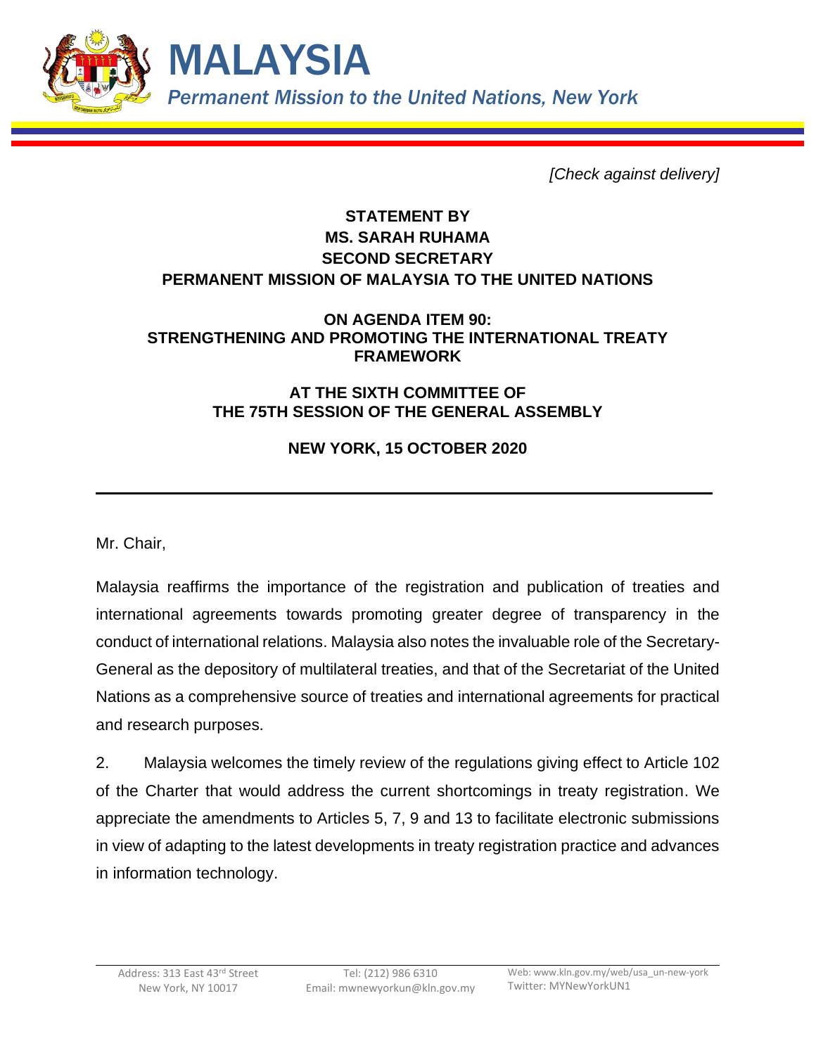# MALAYSIA

*Permanent Mission to the United Nations, New York*

*[Check against delivery]*

**STATEMENT BY**
**MS. SARAH RUHAMA**
**SECOND SECRETARY**
**PERMANENT MISSION OF MALAYSIA TO THE UNITED NATIONS**

**ON AGENDA ITEM 90:**
**STRENGTHENING AND PROMOTING THE INTERNATIONAL TREATY FRAMEWORK**

**AT THE SIXTH COMMITTEE OF**
**THE 75TH SESSION OF THE GENERAL ASSEMBLY**

**NEW YORK, 15 OCTOBER 2020**

---

Mr. Chair,

Malaysia reaffirms the importance of the registration and publication of treaties and international agreements towards promoting greater degree of transparency in the conduct of international relations. Malaysia also notes the invaluable role of the Secretary-General as the depository of multilateral treaties, and that of the Secretariat of the United Nations as a comprehensive source of treaties and international agreements for practical and research purposes.

2. Malaysia welcomes the timely review of the regulations giving effect to Article 102 of the Charter that would address the current shortcomings in treaty registration. We appreciate the amendments to Articles 5, 7, 9 and 13 to facilitate electronic submissions in view of adapting to the latest developments in treaty registration practice and advances in information technology.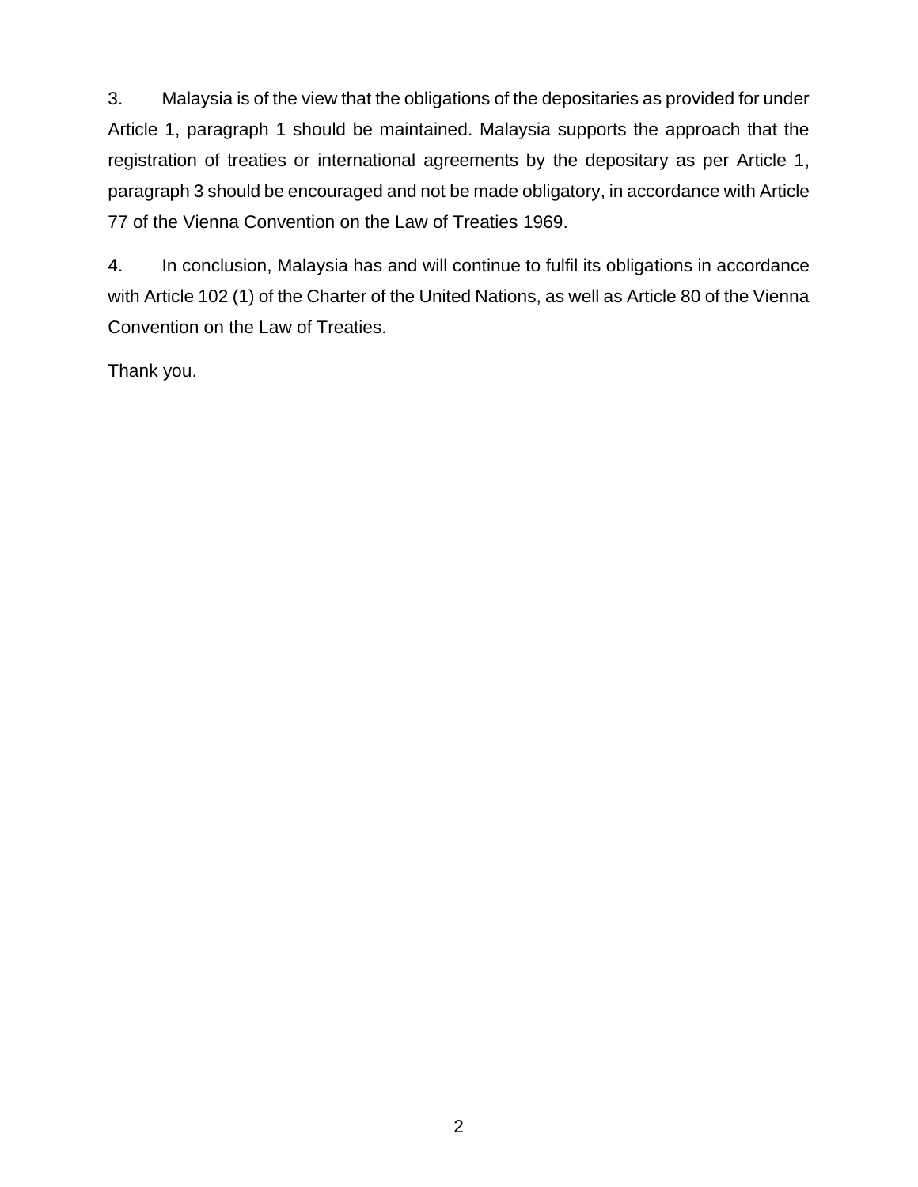3. Malaysia is of the view that the obligations of the depositaries as provided for under Article 1, paragraph 1 should be maintained. Malaysia supports the approach that the registration of treaties or international agreements by the depositary as per Article 1, paragraph 3 should be encouraged and not be made obligatory, in accordance with Article 77 of the Vienna Convention on the Law of Treaties 1969.

4. In conclusion, Malaysia has and will continue to fulfil its obligations in accordance with Article 102 (1) of the Charter of the United Nations, as well as Article 80 of the Vienna Convention on the Law of Treaties.

Thank you.